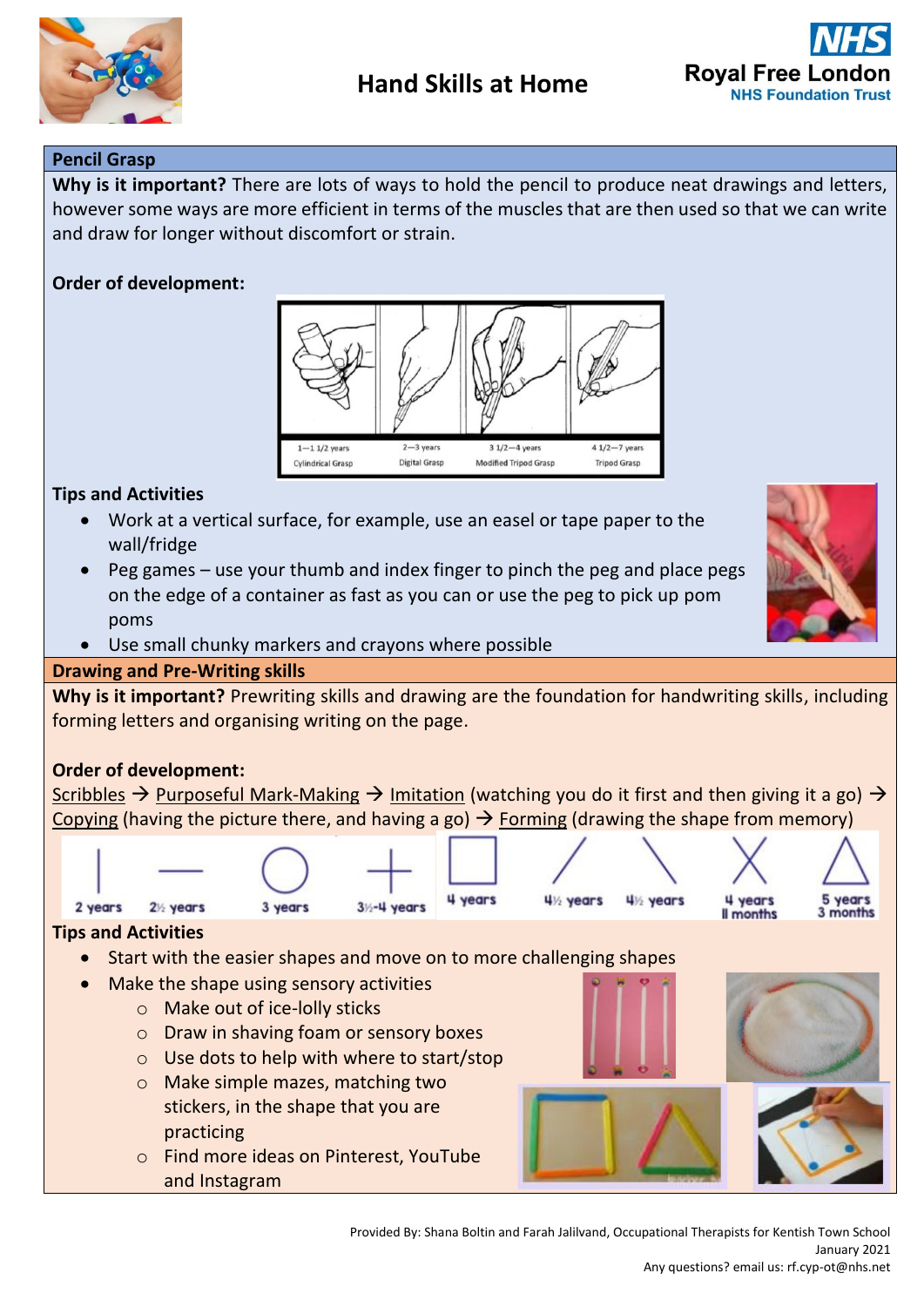# Hand Skills at Home

## Pencil Grasp

**Why is it important?** There are lots of ways to hold the pencil to produce neat drawings and letters, however some ways are more efficient in terms of the muscles that are then used so that we can write and draw for longer without discomfort or strain.

**Order of development:**

| 1—1 1/2 years | 2—3 years | 3 1/2—4 years | 4 1/2—7 years |
|---|---|---|---|
| Cylindrical Grasp | Digital Grasp | Modified Tripod Grasp | Tripod Grasp |

**Tips and Activities**

- Work at a vertical surface, for example, use an easel or tape paper to the wall/fridge
- Peg games – use your thumb and index finger to pinch the peg and place pegs on the edge of a container as fast as you can or use the peg to pick up pom poms
- Use small chunky markers and crayons where possible

## Drawing and Pre-Writing skills

**Why is it important?** Prewriting skills and drawing are the foundation for handwriting skills, including forming letters and organising writing on the page.

**Order of development:**

Scribbles → Purposeful Mark-Making → Imitation (watching you do it first and then giving it a go) → Copying (having the picture there, and having a go) → Forming (drawing the shape from memory)

| \| | — | ○ | + | □ | / | \ | X | △ |
|---|---|---|---|---|---|---|---|---|
| 2 years | 2½ years | 3 years | 3½-4 years | 4 years | 4½ years | 4½ years | 4 years 11 months | 5 years 3 months |

**Tips and Activities**

- Start with the easier shapes and move on to more challenging shapes
- Make the shape using sensory activities
  - Make out of ice-lolly sticks
  - Draw in shaving foam or sensory boxes
  - Use dots to help with where to start/stop
  - Make simple mazes, matching two stickers, in the shape that you are practicing
  - Find more ideas on Pinterest, YouTube and Instagram

Provided By: Shana Boltin and Farah Jalilvand, Occupational Therapists for Kentish Town School
January 2021
Any questions? email us: rf.cyp-ot@nhs.net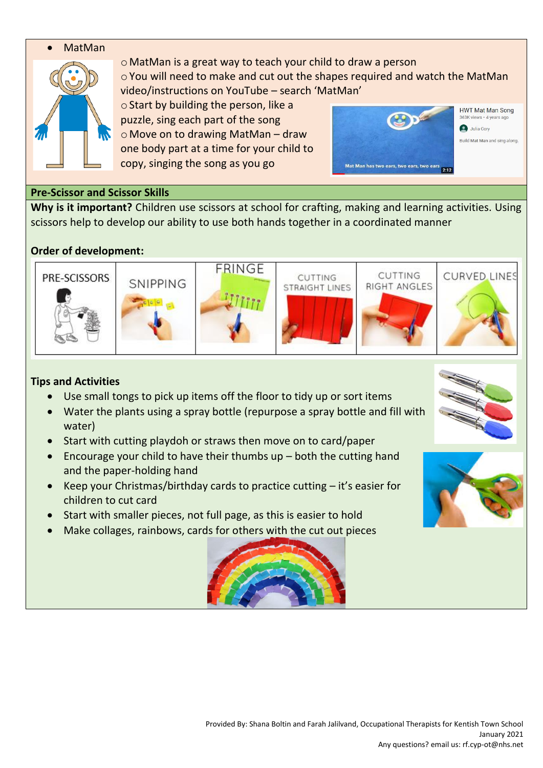- MatMan
  - MatMan is a great way to teach your child to draw a person
  - You will need to make and cut out the shapes required and watch the MatMan video/instructions on YouTube – search 'MatMan'
  - Start by building the person, like a puzzle, sing each part of the song
  - Move on to drawing MatMan – draw one body part at a time for your child to copy, singing the song as you go

## Pre-Scissor and Scissor Skills

**Why is it important?** Children use scissors at school for crafting, making and learning activities. Using scissors help to develop our ability to use both hands together in a coordinated manner

**Order of development:**

| | | | | | |
|---|---|---|---|---|---|
| PRE-SCISSORS | SNIPPING | FRINGE | CUTTING STRAIGHT LINES | CUTTING RIGHT ANGLES | CURVED LINES |

**Tips and Activities**

- Use small tongs to pick up items off the floor to tidy up or sort items
- Water the plants using a spray bottle (repurpose a spray bottle and fill with water)
- Start with cutting playdoh or straws then move on to card/paper
- Encourage your child to have their thumbs up – both the cutting hand and the paper-holding hand
- Keep your Christmas/birthday cards to practice cutting – it's easier for children to cut card
- Start with smaller pieces, not full page, as this is easier to hold
- Make collages, rainbows, cards for others with the cut out pieces

Provided By: Shana Boltin and Farah Jalilvand, Occupational Therapists for Kentish Town School
January 2021
Any questions? email us: rf.cyp-ot@nhs.net